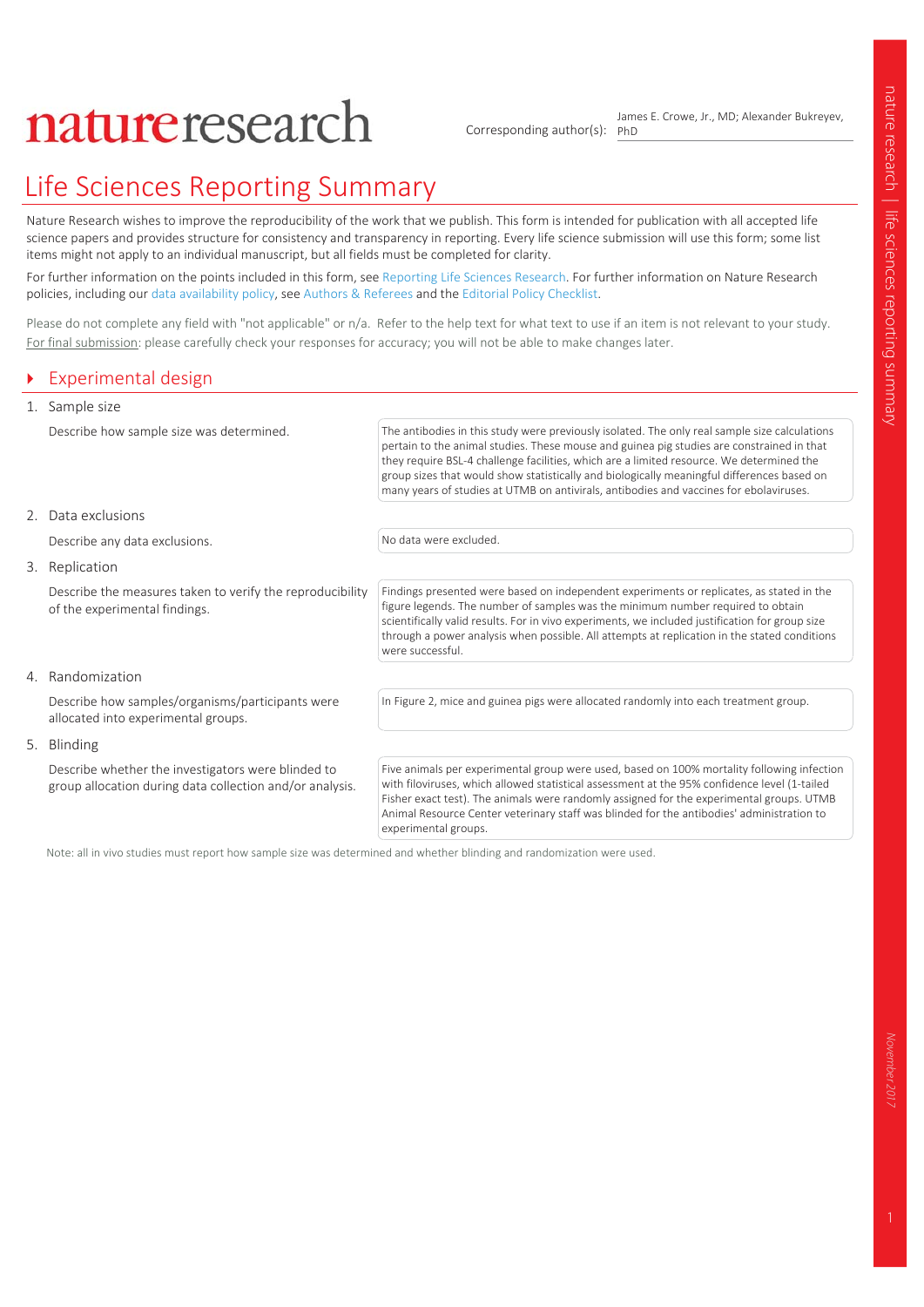# nature research

Corresponding author(s): James E. Crowe, Jr., MD; Alexander Bukreyev, PhD

# Life Sciences Reporting Summary

Nature Research wishes to improve the reproducibility of the work that we publish. This form is intended for publication with all accepted life science papers and provides structure for consistency and transparency in reporting. Every life science submission will use this form; some list items might not apply to an individual manuscript, but all fields must be completed for clarity.

For further information on the points included in this form, see Reporting Life Sciences Research. For further information on Nature Research policies, including our data availability policy, see Authors & Referees and the Editorial Policy Checklist.

Please do not complete any field with "not applicable" or n/a. Refer to the help text for what text to use if an item is not relevant to your study. For final submission: please carefully check your responses for accuracy; you will not be able to make changes later.

## Experimental design

1. Sample size

Describe how sample size was determined.

The antibodies in this study were previously isolated. The only real sample size calculations pertain to the animal studies. These mouse and guinea pig studies are constrained in that they require BSL-4 challenge facilities, which are a limited resource. We determined the group sizes that would show statistically and biologically meaningful differences based on many years of studies at UTMB on antivirals, antibodies and vaccines for ebolaviruses.

2. Data exclusions

Describe any data exclusions.

No data were excluded.

3. Replication

Describe the measures taken to verify the reproducibility of the experimental findings.

Findings presented were based on independent experiments or replicates, as stated in the figure legends. The number of samples was the minimum number required to obtain scientifically valid results. For in vivo experiments, we included justification for group size through a power analysis when possible. All attempts at replication in the stated conditions were successful.

4. Randomization

Describe how samples/organisms/participants were allocated into experimental groups.

In Figure 2, mice and guinea pigs were allocated randomly into each treatment group.

5. Blinding

Describe whether the investigators were blinded to group allocation during data collection and/or analysis.

Five animals per experimental group were used, based on 100% mortality following infection with filoviruses, which allowed statistical assessment at the 95% confidence level (1-tailed Fisher exact test). The animals were randomly assigned for the experimental groups. UTMB Animal Resource Center veterinary staff was blinded for the antibodies' administration to experimental groups.

Note: all in vivo studies must report how sample size was determined and whether blinding and randomization were used.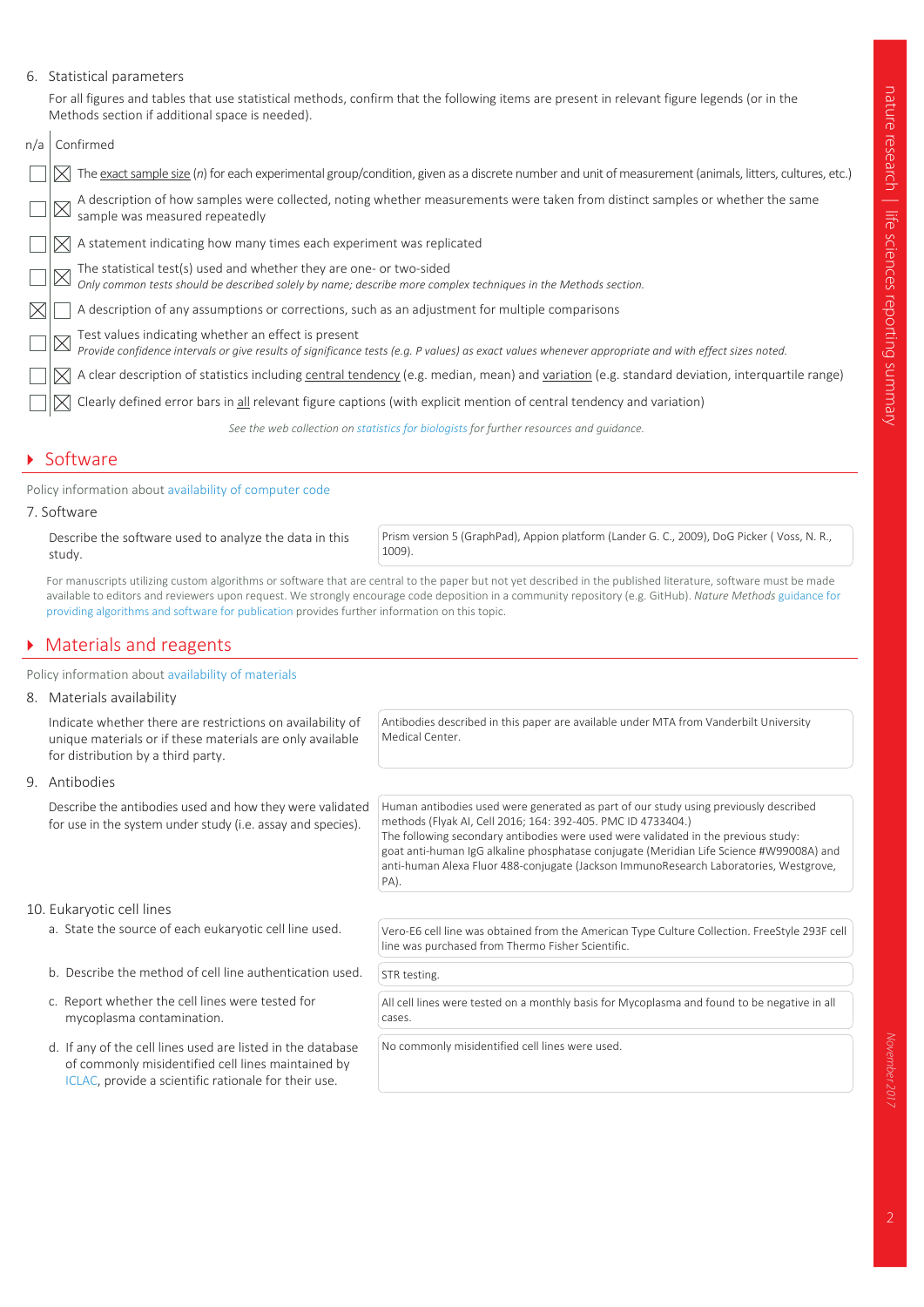6. Statistical parameters

For all figures and tables that use statistical methods, confirm that the following items are present in relevant figure legends (or in the Methods section if additional space is needed).

| n/a | Confirmed | |
|---|---|---|
| ☐ | ☒ | The exact sample size ($n$) for each experimental group/condition, given as a discrete number and unit of measurement (animals, litters, cultures, etc.) |
| ☐ | ☒ | A description of how samples were collected, noting whether measurements were taken from distinct samples or whether the same sample was measured repeatedly |
| ☐ | ☒ | A statement indicating how many times each experiment was replicated |
| ☐ | ☒ | The statistical test(s) used and whether they are one- or two-sided *Only common tests should be described solely by name; describe more complex techniques in the Methods section.* |
| ☒ | ☐ | A description of any assumptions or corrections, such as an adjustment for multiple comparisons |
| ☐ | ☒ | Test values indicating whether an effect is present *Provide confidence intervals or give results of significance tests (e.g. P values) as exact values whenever appropriate and with effect sizes noted.* |
| ☐ | ☒ | A clear description of statistics including central tendency (e.g. median, mean) and variation (e.g. standard deviation, interquartile range) |
| ☐ | ☒ | Clearly defined error bars in all relevant figure captions (with explicit mention of central tendency and variation) |

*See the web collection on statistics for biologists for further resources and guidance.*

## Software

Policy information about availability of computer code

7. Software

| Describe the software used to analyze the data in this study. | Prism version 5 (GraphPad), Appion platform (Lander G. C., 2009), DoG Picker ( Voss, N. R., 1009). |
|---|---|

For manuscripts utilizing custom algorithms or software that are central to the paper but not yet described in the published literature, software must be made available to editors and reviewers upon request. We strongly encourage code deposition in a community repository (e.g. GitHub). *Nature Methods* guidance for providing algorithms and software for publication provides further information on this topic.

## Materials and reagents

Policy information about availability of materials

8. Materials availability

| Indicate whether there are restrictions on availability of unique materials or if these materials are only available for distribution by a third party. | Antibodies described in this paper are available under MTA from Vanderbilt University Medical Center. |
|---|---|

9. Antibodies

| Describe the antibodies used and how they were validated for use in the system under study (i.e. assay and species). | Human antibodies used were generated as part of our study using previously described methods (Flyak AI, Cell 2016; 164: 392-405. PMC ID 4733404.) The following secondary antibodies were used were validated in the previous study: goat anti-human IgG alkaline phosphatase conjugate (Meridian Life Science #W99008A) and anti-human Alexa Fluor 488-conjugate (Jackson ImmunoResearch Laboratories, Westgrove, PA). |
|---|---|

10. Eukaryotic cell lines

| | |
|---|---|
| a. State the source of each eukaryotic cell line used. | Vero-E6 cell line was obtained from the American Type Culture Collection. FreeStyle 293F cell line was purchased from Thermo Fisher Scientific. |
| b. Describe the method of cell line authentication used. | STR testing. |
| c. Report whether the cell lines were tested for mycoplasma contamination. | All cell lines were tested on a monthly basis for Mycoplasma and found to be negative in all cases. |
| d. If any of the cell lines used are listed in the database of commonly misidentified cell lines maintained by ICLAC, provide a scientific rationale for their use. | No commonly misidentified cell lines were used. |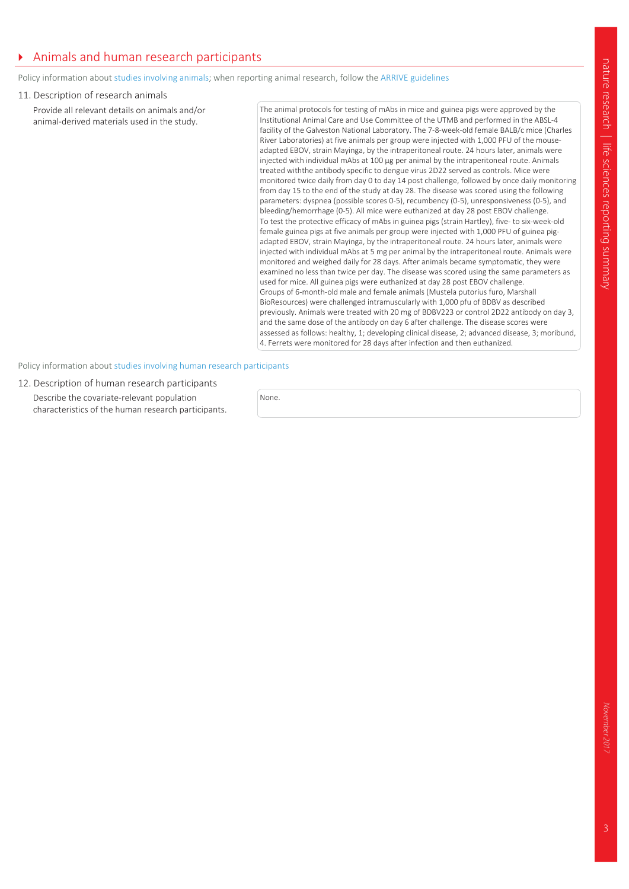## ▸ Animals and human research participants

Policy information about studies involving animals; when reporting animal research, follow the ARRIVE guidelines

### 11. Description of research animals

Provide all relevant details on animals and/or animal-derived materials used in the study.

The animal protocols for testing of mAbs in mice and guinea pigs were approved by the Institutional Animal Care and Use Committee of the UTMB and performed in the ABSL-4 facility of the Galveston National Laboratory. The 7-8-week-old female BALB/c mice (Charles River Laboratories) at five animals per group were injected with 1,000 PFU of the mouse-adapted EBOV, strain Mayinga, by the intraperitoneal route. 24 hours later, animals were injected with individual mAbs at 100 µg per animal by the intraperitoneal route. Animals treated withthe antibody specific to dengue virus 2D22 served as controls. Mice were monitored twice daily from day 0 to day 14 post challenge, followed by once daily monitoring from day 15 to the end of the study at day 28. The disease was scored using the following parameters: dyspnea (possible scores 0-5), recumbency (0-5), unresponsiveness (0-5), and bleeding/hemorrhage (0-5). All mice were euthanized at day 28 post EBOV challenge.
To test the protective efficacy of mAbs in guinea pigs (strain Hartley), five- to six-week-old female guinea pigs at five animals per group were injected with 1,000 PFU of guinea pig-adapted EBOV, strain Mayinga, by the intraperitoneal route. 24 hours later, animals were injected with individual mAbs at 5 mg per animal by the intraperitoneal route. Animals were monitored and weighed daily for 28 days. After animals became symptomatic, they were examined no less than twice per day. The disease was scored using the same parameters as used for mice. All guinea pigs were euthanized at day 28 post EBOV challenge.
Groups of 6-month-old male and female animals (Mustela putorius furo, Marshall BioResources) were challenged intramuscularly with 1,000 pfu of BDBV as described previously. Animals were treated with 20 mg of BDBV223 or control 2D22 antibody on day 3, and the same dose of the antibody on day 6 after challenge. The disease scores were assessed as follows: healthy, 1; developing clinical disease, 2; advanced disease, 3; moribund, 4. Ferrets were monitored for 28 days after infection and then euthanized.

Policy information about studies involving human research participants

### 12. Description of human research participants

Describe the covariate-relevant population characteristics of the human research participants.

None.